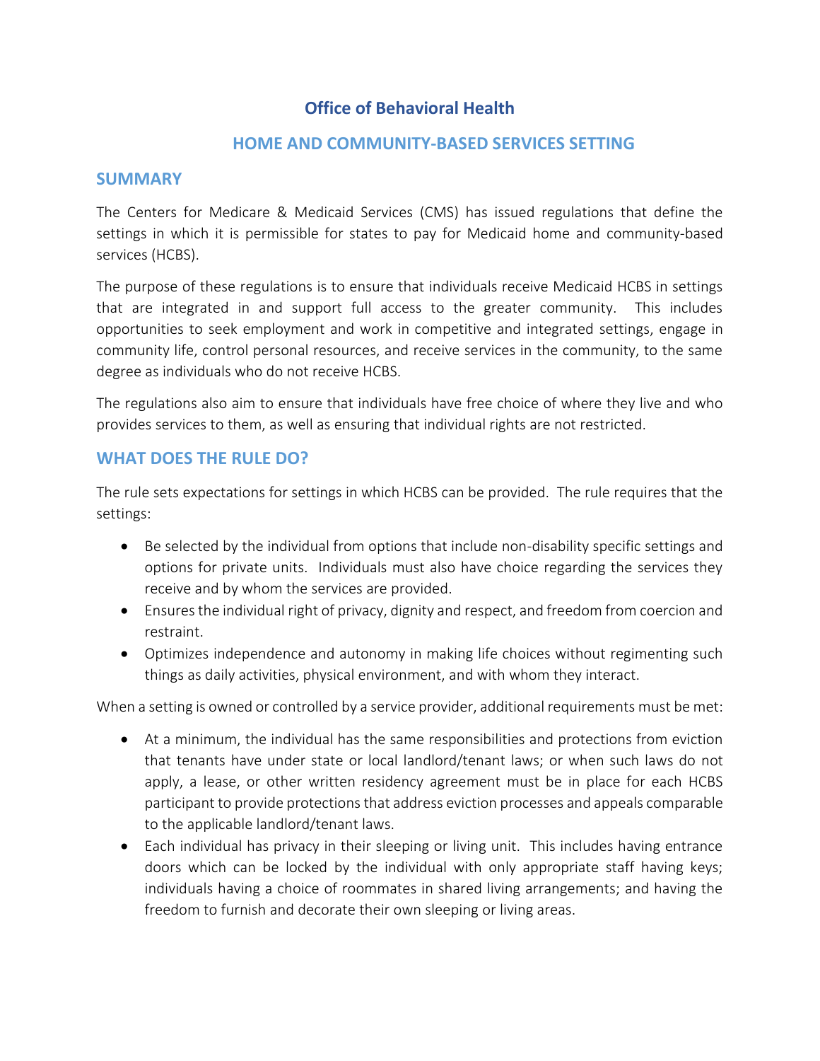# Office of Behavioral Health

## HOME AND COMMUNITY-BASED SERVICES SETTING

## SUMMARY

The Centers for Medicare & Medicaid Services (CMS) has issued regulations that define the settings in which it is permissible for states to pay for Medicaid home and community-based services (HCBS).

The purpose of these regulations is to ensure that individuals receive Medicaid HCBS in settings that are integrated in and support full access to the greater community. This includes opportunities to seek employment and work in competitive and integrated settings, engage in community life, control personal resources, and receive services in the community, to the same degree as individuals who do not receive HCBS.

The regulations also aim to ensure that individuals have free choice of where they live and who provides services to them, as well as ensuring that individual rights are not restricted.

## WHAT DOES THE RULE DO?

The rule sets expectations for settings in which HCBS can be provided. The rule requires that the settings:

- Be selected by the individual from options that include non-disability specific settings and options for private units. Individuals must also have choice regarding the services they receive and by whom the services are provided.
- Ensures the individual right of privacy, dignity and respect, and freedom from coercion and restraint.
- Optimizes independence and autonomy in making life choices without regimenting such things as daily activities, physical environment, and with whom they interact.

When a setting is owned or controlled by a service provider, additional requirements must be met:

- At a minimum, the individual has the same responsibilities and protections from eviction that tenants have under state or local landlord/tenant laws; or when such laws do not apply, a lease, or other written residency agreement must be in place for each HCBS participant to provide protections that address eviction processes and appeals comparable to the applicable landlord/tenant laws.
- Each individual has privacy in their sleeping or living unit. This includes having entrance doors which can be locked by the individual with only appropriate staff having keys; individuals having a choice of roommates in shared living arrangements; and having the freedom to furnish and decorate their own sleeping or living areas.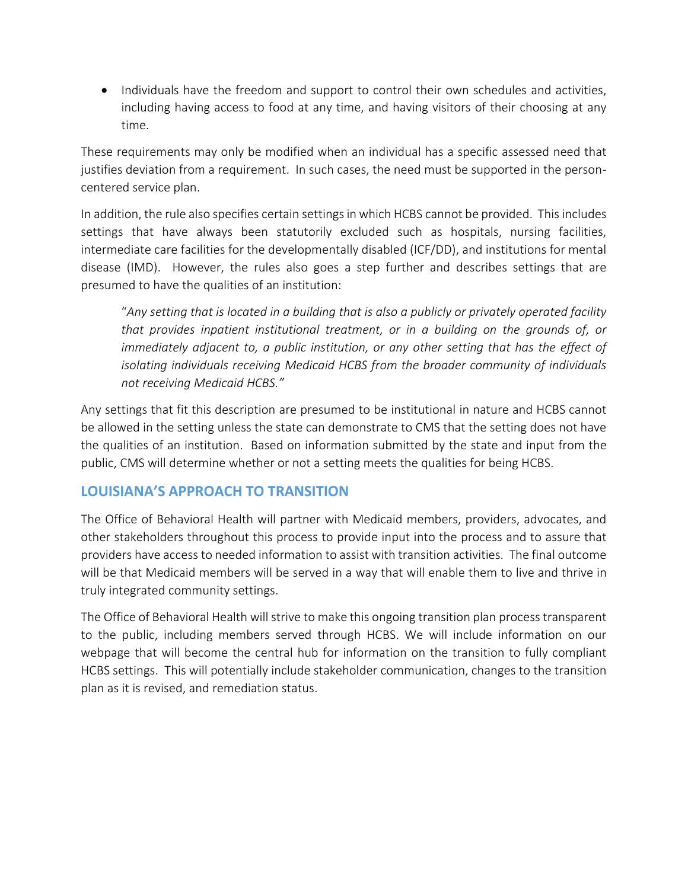- Individuals have the freedom and support to control their own schedules and activities, including having access to food at any time, and having visitors of their choosing at any time.

These requirements may only be modified when an individual has a specific assessed need that justifies deviation from a requirement. In such cases, the need must be supported in the person-centered service plan.

In addition, the rule also specifies certain settings in which HCBS cannot be provided. This includes settings that have always been statutorily excluded such as hospitals, nursing facilities, intermediate care facilities for the developmentally disabled (ICF/DD), and institutions for mental disease (IMD). However, the rules also goes a step further and describes settings that are presumed to have the qualities of an institution:

> "*Any setting that is located in a building that is also a publicly or privately operated facility that provides inpatient institutional treatment, or in a building on the grounds of, or immediately adjacent to, a public institution, or any other setting that has the effect of isolating individuals receiving Medicaid HCBS from the broader community of individuals not receiving Medicaid HCBS.*"

Any settings that fit this description are presumed to be institutional in nature and HCBS cannot be allowed in the setting unless the state can demonstrate to CMS that the setting does not have the qualities of an institution. Based on information submitted by the state and input from the public, CMS will determine whether or not a setting meets the qualities for being HCBS.

## LOUISIANA'S APPROACH TO TRANSITION

The Office of Behavioral Health will partner with Medicaid members, providers, advocates, and other stakeholders throughout this process to provide input into the process and to assure that providers have access to needed information to assist with transition activities. The final outcome will be that Medicaid members will be served in a way that will enable them to live and thrive in truly integrated community settings.

The Office of Behavioral Health will strive to make this ongoing transition plan process transparent to the public, including members served through HCBS. We will include information on our webpage that will become the central hub for information on the transition to fully compliant HCBS settings. This will potentially include stakeholder communication, changes to the transition plan as it is revised, and remediation status.